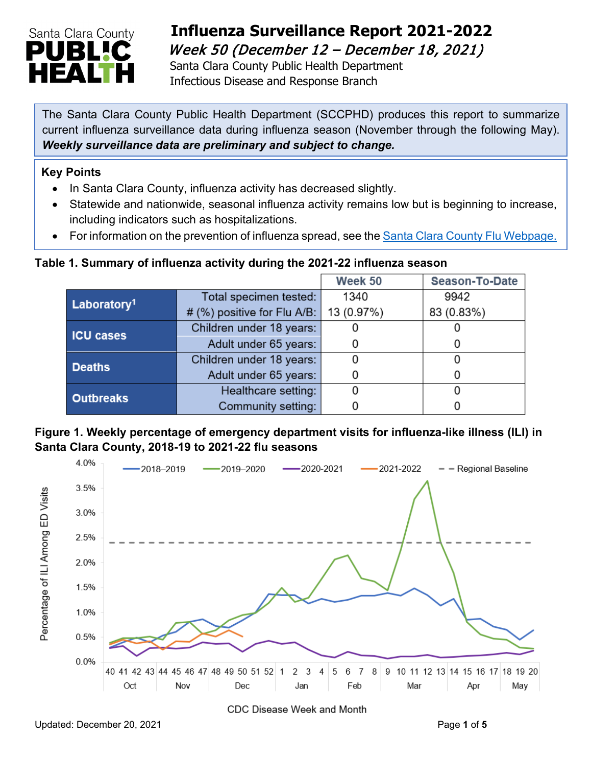# Influenza Surveillance Report 2021-2022

## *Week 50 (December 12 – December 18, 2021)*

Santa Clara County Public Health Department
Infectious Disease and Response Branch

The Santa Clara County Public Health Department (SCCPHD) produces this report to summarize current influenza surveillance data during influenza season (November through the following May). ***Weekly surveillance data are preliminary and subject to change.***

**Key Points**

- In Santa Clara County, influenza activity has decreased slightly.
- Statewide and nationwide, seasonal influenza activity remains low but is beginning to increase, including indicators such as hospitalizations.
- For information on the prevention of influenza spread, see the [Santa Clara County Flu Webpage.]

**Table 1. Summary of influenza activity during the 2021-22 influenza season**

| | | Week 50 | Season-To-Date |
|---|---|---|---|
| **Laboratory**[1] | Total specimen tested: | 1340 | 9942 |
| | # (%) positive for Flu A/B: | 13 (0.97%) | 83 (0.83%) |
| **ICU cases** | Children under 18 years: | 0 | 0 |
| | Adult under 65 years: | 0 | 0 |
| **Deaths** | Children under 18 years: | 0 | 0 |
| | Adult under 65 years: | 0 | 0 |
| **Outbreaks** | Healthcare setting: | 0 | 0 |
| | Community setting: | 0 | 0 |

**Figure 1. Weekly percentage of emergency department visits for influenza-like illness (ILI) in Santa Clara County, 2018-19 to 2021-22 flu seasons**

Updated: December 20, 2021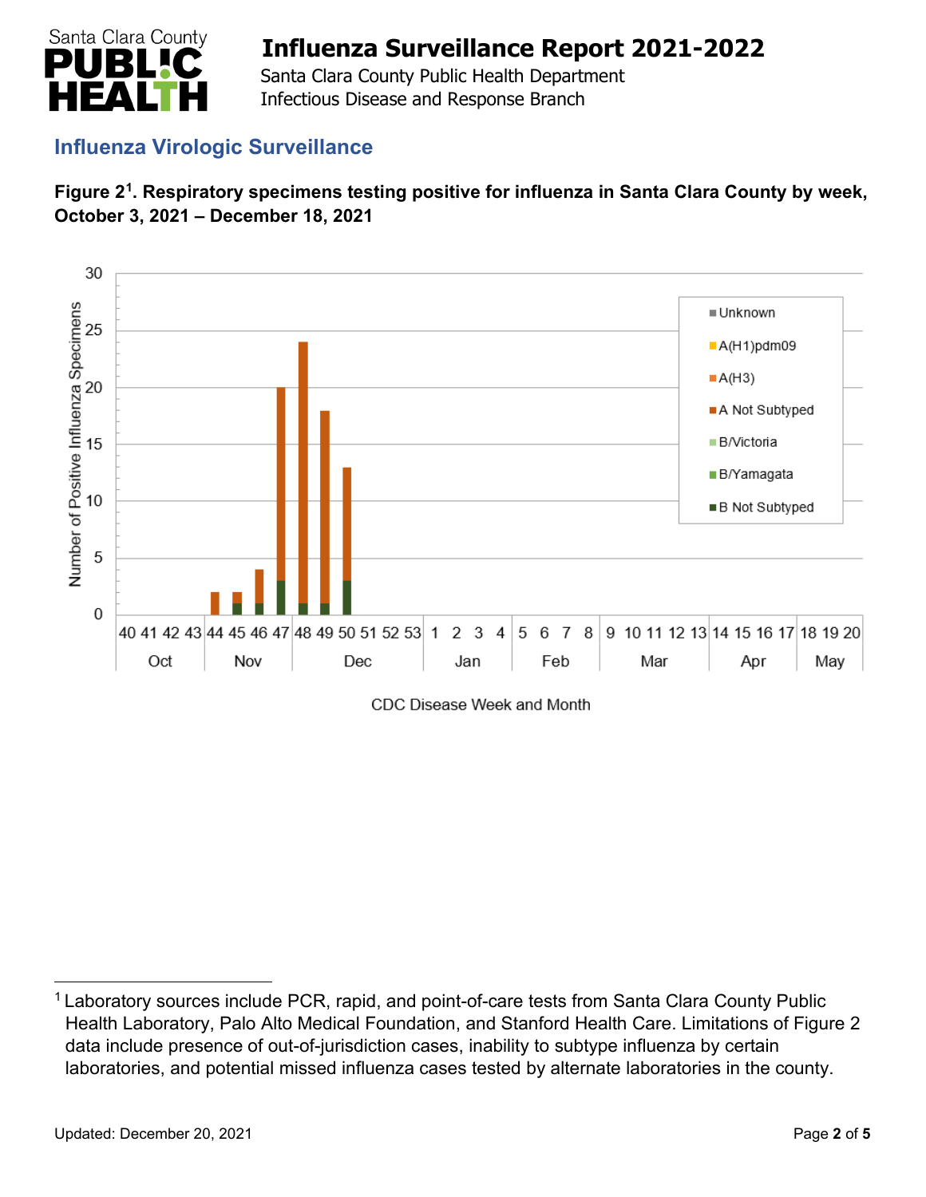## Influenza Virologic Surveillance

**Figure 2[1]. Respiratory specimens testing positive for influenza in Santa Clara County by week, October 3, 2021 – December 18, 2021**

[1] Laboratory sources include PCR, rapid, and point-of-care tests from Santa Clara County Public Health Laboratory, Palo Alto Medical Foundation, and Stanford Health Care. Limitations of Figure 2 data include presence of out-of-jurisdiction cases, inability to subtype influenza by certain laboratories, and potential missed influenza cases tested by alternate laboratories in the county.

Updated: December 20, 2021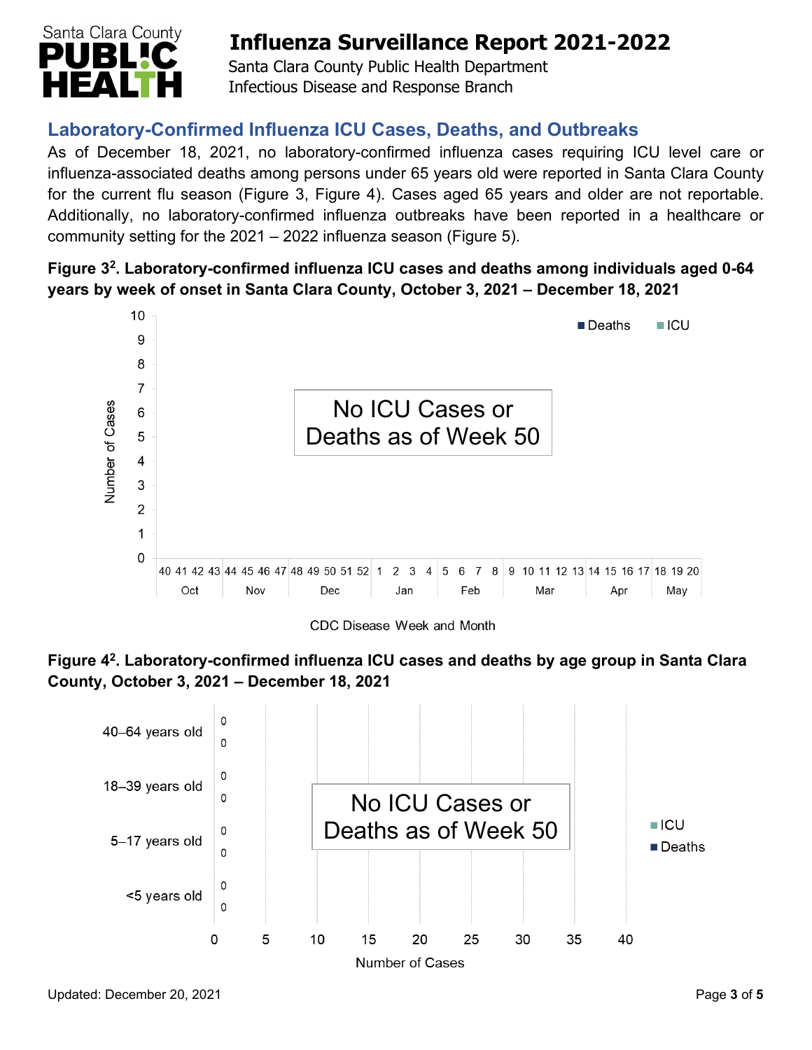## Laboratory-Confirmed Influenza ICU Cases, Deaths, and Outbreaks

As of December 18, 2021, no laboratory-confirmed influenza cases requiring ICU level care or influenza-associated deaths among persons under 65 years old were reported in Santa Clara County for the current flu season (Figure 3, Figure 4). Cases aged 65 years and older are not reportable. Additionally, no laboratory-confirmed influenza outbreaks have been reported in a healthcare or community setting for the 2021 – 2022 influenza season (Figure 5).

**Figure 3[2]. Laboratory-confirmed influenza ICU cases and deaths among individuals aged 0-64 years by week of onset in Santa Clara County, October 3, 2021 – December 18, 2021**

No ICU Cases or Deaths as of Week 50

**Figure 4[2]. Laboratory-confirmed influenza ICU cases and deaths by age group in Santa Clara County, October 3, 2021 – December 18, 2021**

No ICU Cases or Deaths as of Week 50

| Age group | ICU | Deaths |
|---|---|---|
| 40–64 years old | 0 | 0 |
| 18–39 years old | 0 | 0 |
| 5–17 years old | 0 | 0 |
| <5 years old | 0 | 0 |

Updated: December 20, 2021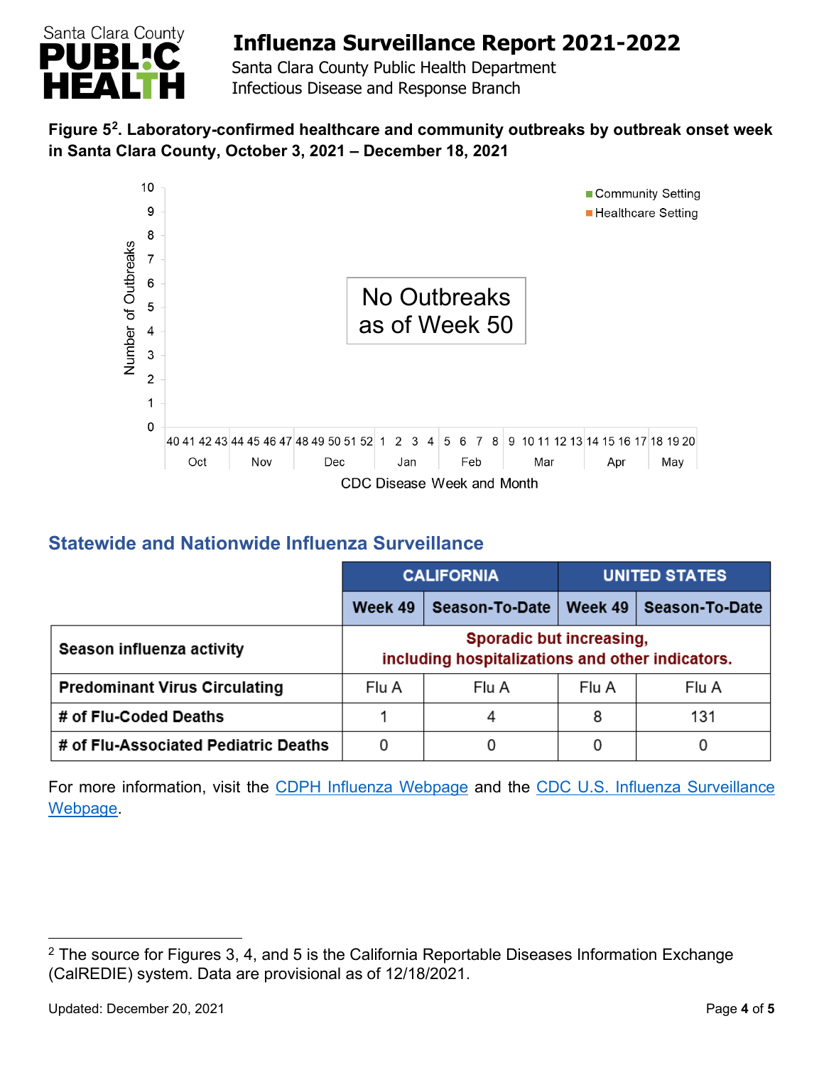**Figure 5[2]. Laboratory-confirmed healthcare and community outbreaks by outbreak onset week in Santa Clara County, October 3, 2021 – December 18, 2021**

No Outbreaks as of Week 50

## Statewide and Nationwide Influenza Surveillance

| | CALIFORNIA | | UNITED STATES | |
|---|---|---|---|---|
| | Week 49 | Season-To-Date | Week 49 | Season-To-Date |
| **Season influenza activity** | Sporadic but increasing, including hospitalizations and other indicators. | | | |
| **Predominant Virus Circulating** | Flu A | Flu A | Flu A | Flu A |
| **# of Flu-Coded Deaths** | 1 | 4 | 8 | 131 |
| **# of Flu-Associated Pediatric Deaths** | 0 | 0 | 0 | 0 |

For more information, visit the [CDPH Influenza Webpage] and the [CDC U.S. Influenza Surveillance Webpage].

[2] The source for Figures 3, 4, and 5 is the California Reportable Diseases Information Exchange (CalREDIE) system. Data are provisional as of 12/18/2021.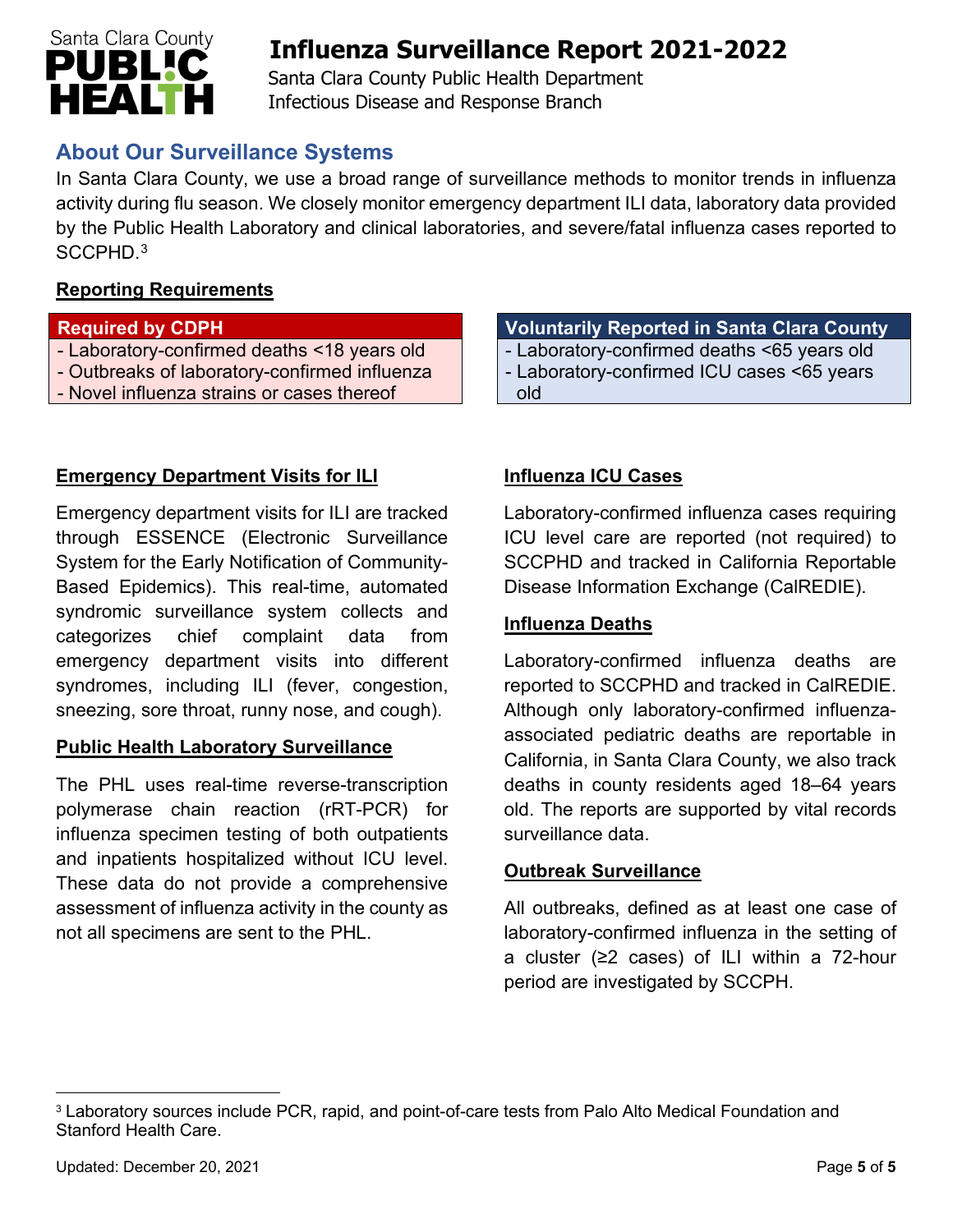# Influenza Surveillance Report 2021-2022

Santa Clara County Public Health Department
Infectious Disease and Response Branch

## About Our Surveillance Systems

In Santa Clara County, we use a broad range of surveillance methods to monitor trends in influenza activity during flu season. We closely monitor emergency department ILI data, laboratory data provided by the Public Health Laboratory and clinical laboratories, and severe/fatal influenza cases reported to SCCPHD.[3]

### Reporting Requirements

| Required by CDPH |
|---|
| - Laboratory-confirmed deaths <18 years old |
| - Outbreaks of laboratory-confirmed influenza |
| - Novel influenza strains or cases thereof |

| Voluntarily Reported in Santa Clara County |
|---|
| - Laboratory-confirmed deaths <65 years old |
| - Laboratory-confirmed ICU cases <65 years old |

### Emergency Department Visits for ILI

Emergency department visits for ILI are tracked through ESSENCE (Electronic Surveillance System for the Early Notification of Community-Based Epidemics). This real-time, automated syndromic surveillance system collects and categorizes chief complaint data from emergency department visits into different syndromes, including ILI (fever, congestion, sneezing, sore throat, runny nose, and cough).

### Public Health Laboratory Surveillance

The PHL uses real-time reverse-transcription polymerase chain reaction (rRT-PCR) for influenza specimen testing of both outpatients and inpatients hospitalized without ICU level. These data do not provide a comprehensive assessment of influenza activity in the county as not all specimens are sent to the PHL.

### Influenza ICU Cases

Laboratory-confirmed influenza cases requiring ICU level care are reported (not required) to SCCPHD and tracked in California Reportable Disease Information Exchange (CalREDIE).

### Influenza Deaths

Laboratory-confirmed influenza deaths are reported to SCCPHD and tracked in CalREDIE. Although only laboratory-confirmed influenza-associated pediatric deaths are reportable in California, in Santa Clara County, we also track deaths in county residents aged 18–64 years old. The reports are supported by vital records surveillance data.

### Outbreak Surveillance

All outbreaks, defined as at least one case of laboratory-confirmed influenza in the setting of a cluster (≥2 cases) of ILI within a 72-hour period are investigated by SCCPH.

---

[3] Laboratory sources include PCR, rapid, and point-of-care tests from Palo Alto Medical Foundation and Stanford Health Care.

Updated: December 20, 2021